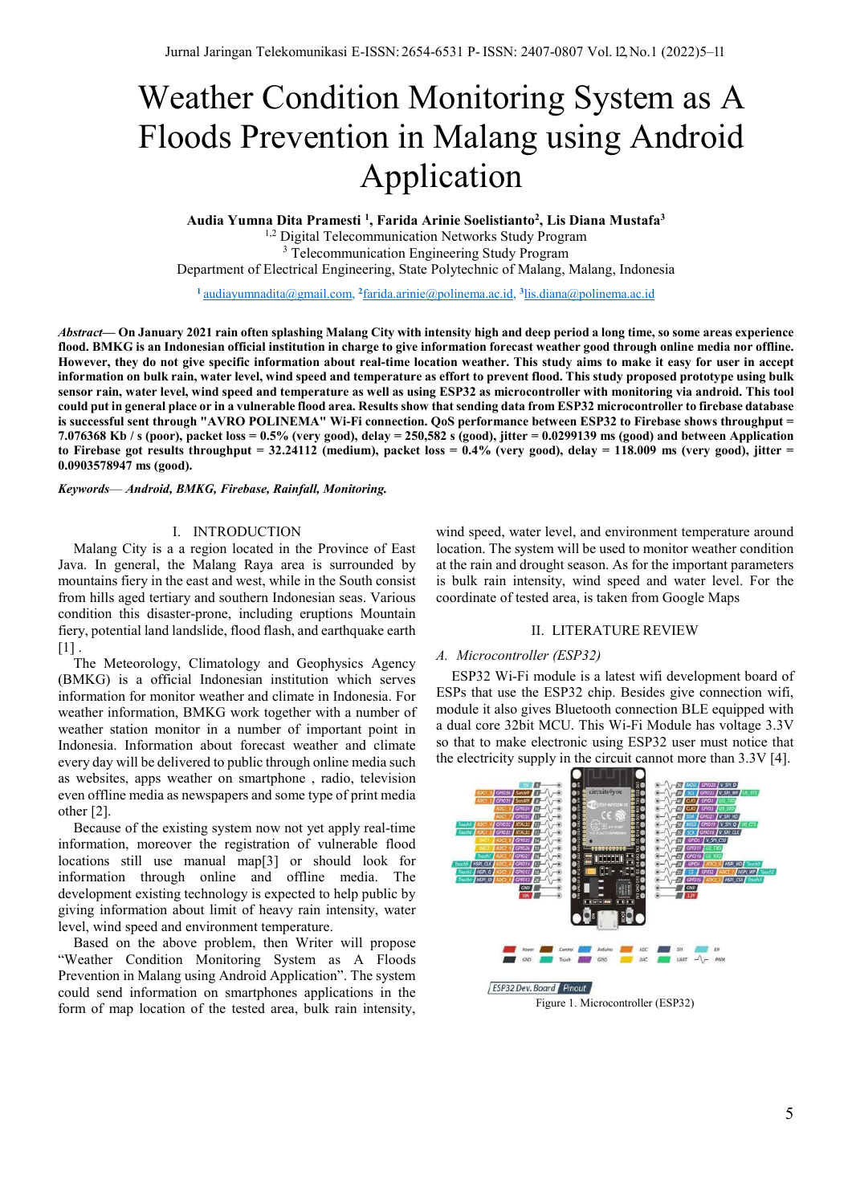# Weather Condition Monitoring System as A Floods Prevention in Malang using Android Application

**Audia Yumna Dita Pramesti [1], Farida Arinie Soelistianto[2], Lis Diana Mustafa[3]**

[1,2] Digital Telecommunication Networks Study Program
[3] Telecommunication Engineering Study Program
Department of Electrical Engineering, State Polytechnic of Malang, Malang, Indonesia

[1] audiayumnadita@gmail.com, [2] farida.arinie@polinema.ac.id, [3] lis.diana@polinema.ac.id

***Abstract*— On January 2021 rain often splashing Malang City with intensity high and deep period a long time, so some areas experience flood. BMKG is an Indonesian official institution in charge to give information forecast weather good through online media nor offline. However, they do not give specific information about real-time location weather. This study aims to make it easy for user in accept information on bulk rain, water level, wind speed and temperature as effort to prevent flood. This study proposed prototype using bulk sensor rain, water level, wind speed and temperature as well as using ESP32 as microcontroller with monitoring via android. This tool could put in general place or in a vulnerable flood area. Results show that sending data from ESP32 microcontroller to firebase database is successful sent through "AVRO POLINEMA" Wi-Fi connection. QoS performance between ESP32 to Firebase shows throughput = 7.076368 Kb / s (poor), packet loss = 0.5% (very good), delay = 250,582 s (good), jitter = 0.0299139 ms (good) and between Application to Firebase got results throughput = 32.24112 (medium), packet loss = 0.4% (very good), delay = 118.009 ms (very good), jitter = 0.0903578947 ms (good).**

***Keywords*— *Android, BMKG, Firebase, Rainfall, Monitoring.***

## I. INTRODUCTION

Malang City is a a region located in the Province of East Java. In general, the Malang Raya area is surrounded by mountains fiery in the east and west, while in the South consist from hills aged tertiary and southern Indonesian seas. Various condition this disaster-prone, including eruptions Mountain fiery, potential land landslide, flood flash, and earthquake earth [1] .

The Meteorology, Climatology and Geophysics Agency (BMKG) is a official Indonesian institution which serves information for monitor weather and climate in Indonesia. For weather information, BMKG work together with a number of weather station monitor in a number of important point in Indonesia. Information about forecast weather and climate every day will be delivered to public through online media such as websites, apps weather on smartphone , radio, television even offline media as newspapers and some type of print media other [2].

Because of the existing system now not yet apply real-time information, moreover the registration of vulnerable flood locations still use manual map[3] or should look for information through online and offline media. The development existing technology is expected to help public by giving information about limit of heavy rain intensity, water level, wind speed and environment temperature.

Based on the above problem, then Writer will propose "Weather Condition Monitoring System as A Floods Prevention in Malang using Android Application". The system could send information on smartphones applications in the form of map location of the tested area, bulk rain intensity, wind speed, water level, and environment temperature around location. The system will be used to monitor weather condition at the rain and drought season. As for the important parameters is bulk rain intensity, wind speed and water level. For the coordinate of tested area, is taken from Google Maps

## II. LITERATURE REVIEW

### *A. Microcontroller (ESP32)*

ESP32 Wi-Fi module is a latest wifi development board of ESPs that use the ESP32 chip. Besides give connection wifi, module it also gives Bluetooth connection BLE equipped with a dual core 32bit MCU. This Wi-Fi Module has voltage 3.3V so that to make electronic using ESP32 user must notice that the electricity supply in the circuit cannot more than 3.3V [4].

Figure 1. Microcontroller (ESP32)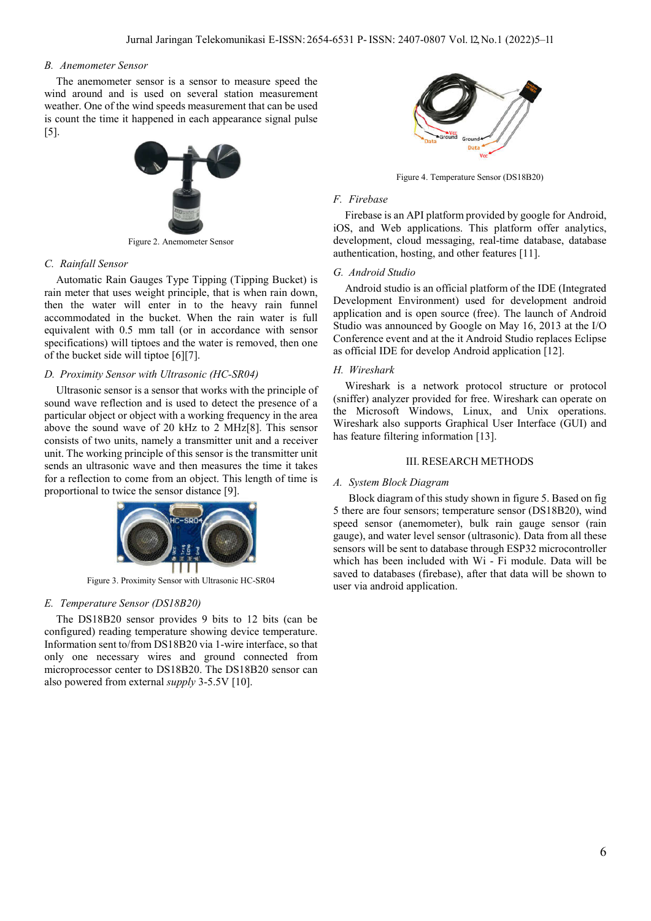### B. Anemometer Sensor

The anemometer sensor is a sensor to measure speed the wind around and is used on several station measurement weather. One of the wind speeds measurement that can be used is count the time it happened in each appearance signal pulse [5].

Figure 2. Anemometer Sensor

### C. Rainfall Sensor

Automatic Rain Gauges Type Tipping (Tipping Bucket) is rain meter that uses weight principle, that is when rain down, then the water will enter in to the heavy rain funnel accommodated in the bucket. When the rain water is full equivalent with 0.5 mm tall (or in accordance with sensor specifications) will tiptoes and the water is removed, then one of the bucket side will tiptoe [6][7].

### D. Proximity Sensor with Ultrasonic (HC-SR04)

Ultrasonic sensor is a sensor that works with the principle of sound wave reflection and is used to detect the presence of a particular object or object with a working frequency in the area above the sound wave of 20 kHz to 2 MHz[8]. This sensor consists of two units, namely a transmitter unit and a receiver unit. The working principle of this sensor is the transmitter unit sends an ultrasonic wave and then measures the time it takes for a reflection to come from an object. This length of time is proportional to twice the sensor distance [9].

Figure 3. Proximity Sensor with Ultrasonic HC-SR04

### E. Temperature Sensor (DS18B20)

The DS18B20 sensor provides 9 bits to 12 bits (can be configured) reading temperature showing device temperature. Information sent to/from DS18B20 via 1-wire interface, so that only one necessary wires and ground connected from microprocessor center to DS18B20. The DS18B20 sensor can also powered from external *supply* 3-5.5V [10].

Figure 4. Temperature Sensor (DS18B20)

### F. Firebase

Firebase is an API platform provided by google for Android, iOS, and Web applications. This platform offer analytics, development, cloud messaging, real-time database, database authentication, hosting, and other features [11].

### G. Android Studio

Android studio is an official platform of the IDE (Integrated Development Environment) used for development android application and is open source (free). The launch of Android Studio was announced by Google on May 16, 2013 at the I/O Conference event and at the it Android Studio replaces Eclipse as official IDE for develop Android application [12].

### H. Wireshark

Wireshark is a network protocol structure or protocol (sniffer) analyzer provided for free. Wireshark can operate on the Microsoft Windows, Linux, and Unix operations. Wireshark also supports Graphical User Interface (GUI) and has feature filtering information [13].

## III. RESEARCH METHODS

### A. System Block Diagram

Block diagram of this study shown in figure 5. Based on fig 5 there are four sensors; temperature sensor (DS18B20), wind speed sensor (anemometer), bulk rain gauge sensor (rain gauge), and water level sensor (ultrasonic). Data from all these sensors will be sent to database through ESP32 microcontroller which has been included with Wi - Fi module. Data will be saved to databases (firebase), after that data will be shown to user via android application.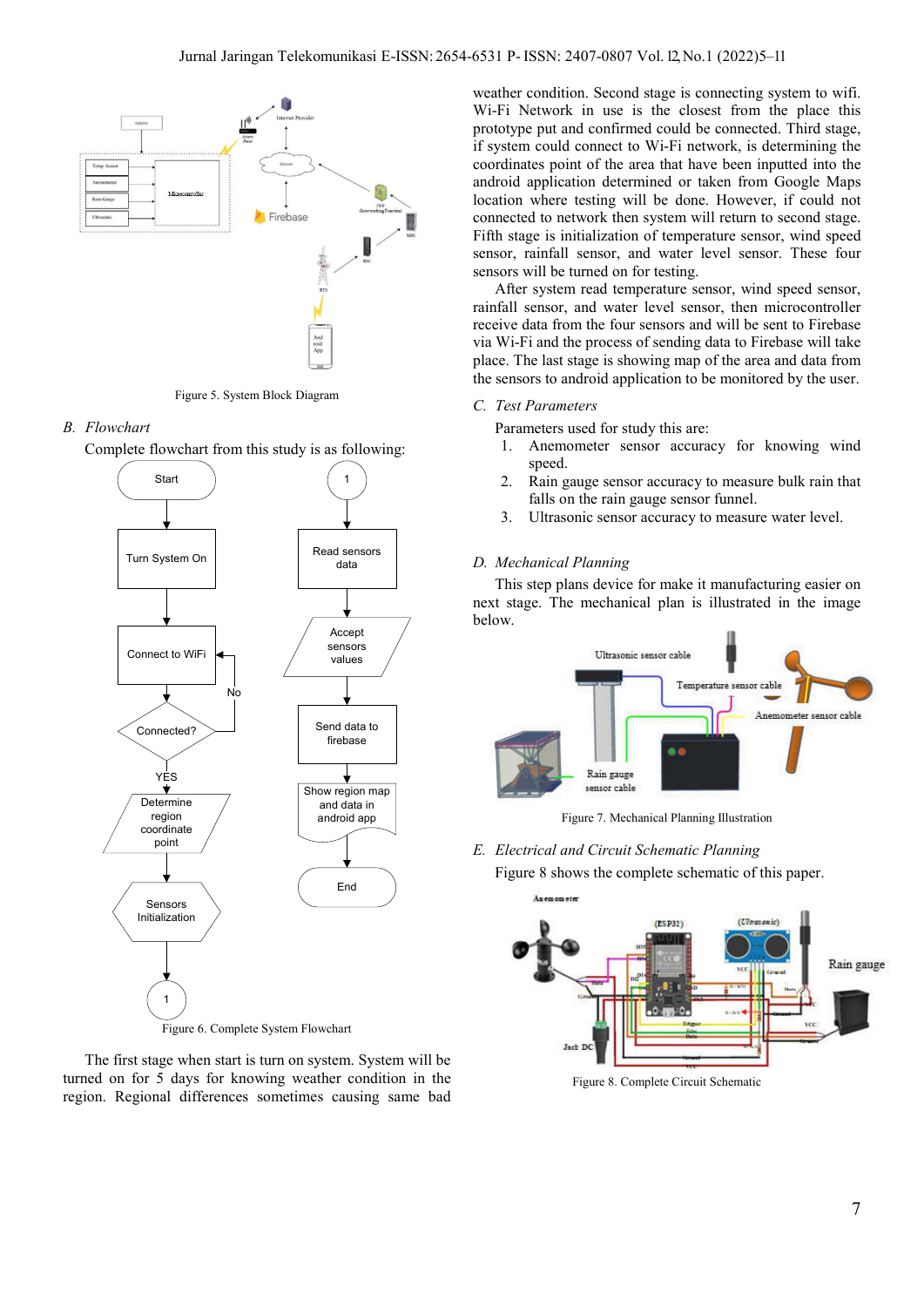Figure 5. System Block Diagram

## B. Flowchart

Complete flowchart from this study is as following:

Figure 6. Complete System Flowchart

The first stage when start is turn on system. System will be turned on for 5 days for knowing weather condition in the region. Regional differences sometimes causing same bad weather condition. Second stage is connecting system to wifi. Wi-Fi Network in use is the closest from the place this prototype put and confirmed could be connected. Third stage, if system could connect to Wi-Fi network, is determining the coordinates point of the area that have been inputted into the android application determined or taken from Google Maps location where testing will be done. However, if could not connected to network then system will return to second stage. Fifth stage is initialization of temperature sensor, wind speed sensor, rainfall sensor, and water level sensor. These four sensors will be turned on for testing.

After system read temperature sensor, wind speed sensor, rainfall sensor, and water level sensor, then microcontroller receive data from the four sensors and will be sent to Firebase via Wi-Fi and the process of sending data to Firebase will take place. The last stage is showing map of the area and data from the sensors to android application to be monitored by the user.

## C. Test Parameters

Parameters used for study this are:

1. Anemometer sensor accuracy for knowing wind speed.
2. Rain gauge sensor accuracy to measure bulk rain that falls on the rain gauge sensor funnel.
3. Ultrasonic sensor accuracy to measure water level.

## D. Mechanical Planning

This step plans device for make it manufacturing easier on next stage. The mechanical plan is illustrated in the image below.

Figure 7. Mechanical Planning Illustration

## E. Electrical and Circuit Schematic Planning

Figure 8 shows the complete schematic of this paper.

Figure 8. Complete Circuit Schematic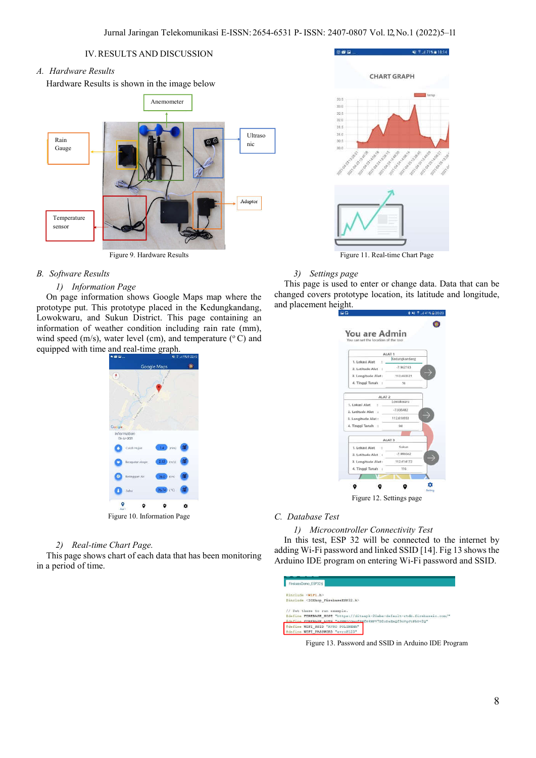## IV. RESULTS AND DISCUSSION

### *A. Hardware Results*

Hardware Results is shown in the image below

Figure 9. Hardware Results

### *B. Software Results*

#### *1) Information Page*

On page information shows Google Maps map where the prototype put. This prototype placed in the Kedungkandang, Lowokwaru, and Sukun District. This page containing an information of weather condition including rain rate (mm), wind speed (m/s), water level (cm), and temperature ($^{o}$C) and equipped with time and real-time graph.

Figure 10. Information Page

#### *2) Real-time Chart Page.*

This page shows chart of each data that has been monitoring in a period of time.

Figure 11. Real-time Chart Page

#### *3) Settings page*

This page is used to enter or change data. Data that can be changed covers prototype location, its latitude and longitude, and placement height.

Figure 12. Settings page

### *C. Database Test*

#### *1) Microcontroller Connectivity Test*

In this test, ESP 32 will be connected to the internet by adding Wi-Fi password and linked SSID [14]. Fig 13 shows the Arduino IDE program on entering Wi-Fi password and SSID.

Figure 13. Password and SSID in Arduino IDE Program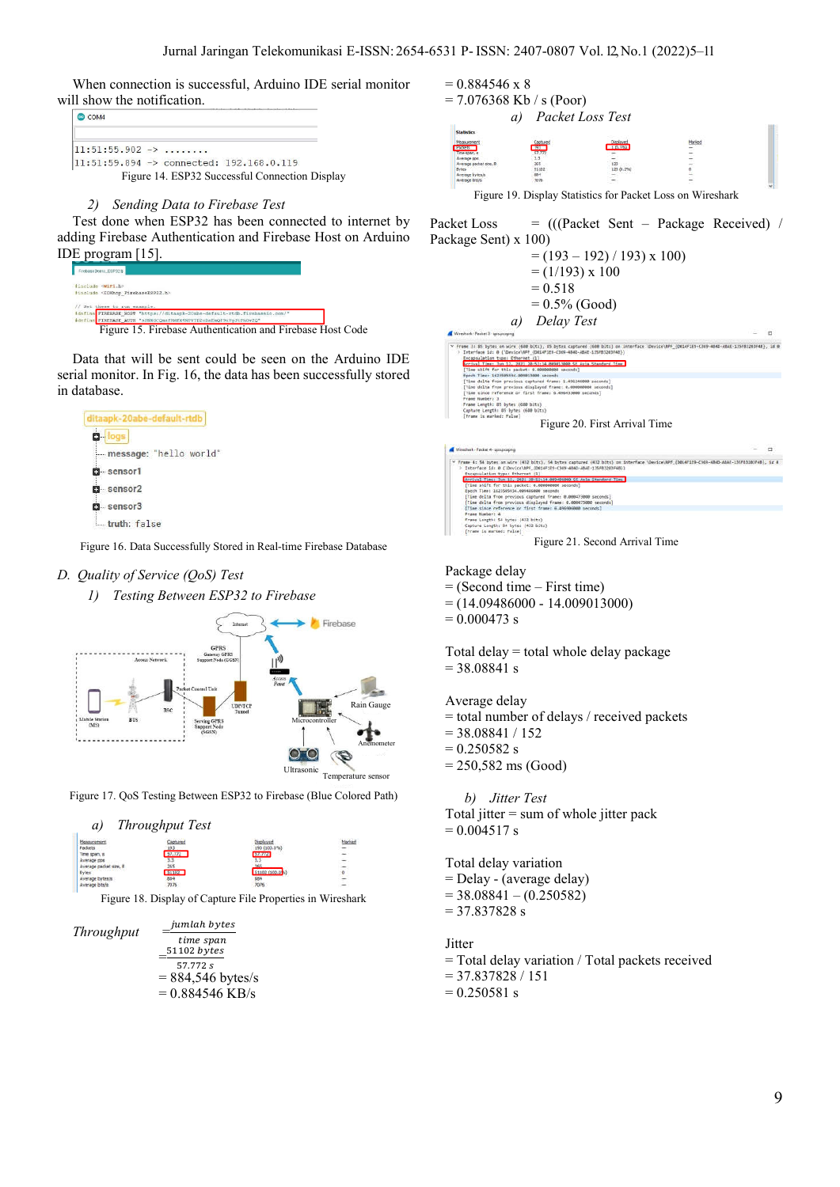When connection is successful, Arduino IDE serial monitor will show the notification.

Figure 14. ESP32 Successful Connection Display

*2) Sending Data to Firebase Test*

Test done when ESP32 has been connected to internet by adding Firebase Authentication and Firebase Host on Arduino IDE program [15].

Figure 15. Firebase Authentication and Firebase Host Code

Data that will be sent could be seen on the Arduino IDE serial monitor. In Fig. 16, the data has been successfully stored in database.

Figure 16. Data Successfully Stored in Real-time Firebase Database

## D. Quality of Service (QoS) Test

*1) Testing Between ESP32 to Firebase*

Figure 17. QoS Testing Between ESP32 to Firebase (Blue Colored Path)

*a) Throughput Test*

Figure 18. Display of Capture File Properties in Wireshark

$$Throughput = \frac{jumlah\ bytes}{time\ span} = \frac{51102\ bytes}{57.772\ s}$$

= 884,546 bytes/s
= 0.884546 KB/s
= 0.884546 x 8
= 7.076368 Kb / s (Poor)

*a) Packet Loss Test*

Figure 19. Display Statistics for Packet Loss on Wireshark

Packet Loss = (((Packet Sent – Package Received) / Package Sent) x 100)
= (193 – 192) / 193) x 100)
= (1/193) x 100
= 0.518
= 0.5% (Good)

*a) Delay Test*

Figure 20. First Arrival Time

Figure 21. Second Arrival Time

Package delay
= (Second time – First time)
= (14.09486000 - 14.009013000)
= 0.000473 s

Total delay = total whole delay package
= 38.08841 s

Average delay
= total number of delays / received packets
= 38.08841 / 152
= 0.250582 s
= 250,582 ms (Good)

*b) Jitter Test*

Total jitter = sum of whole jitter pack
= 0.004517 s

Total delay variation
= Delay - (average delay)
= 38.08841 – (0.250582)
= 37.837828 s

Jitter
= Total delay variation / Total packets received
= 37.837828 / 151
= 0.250581 s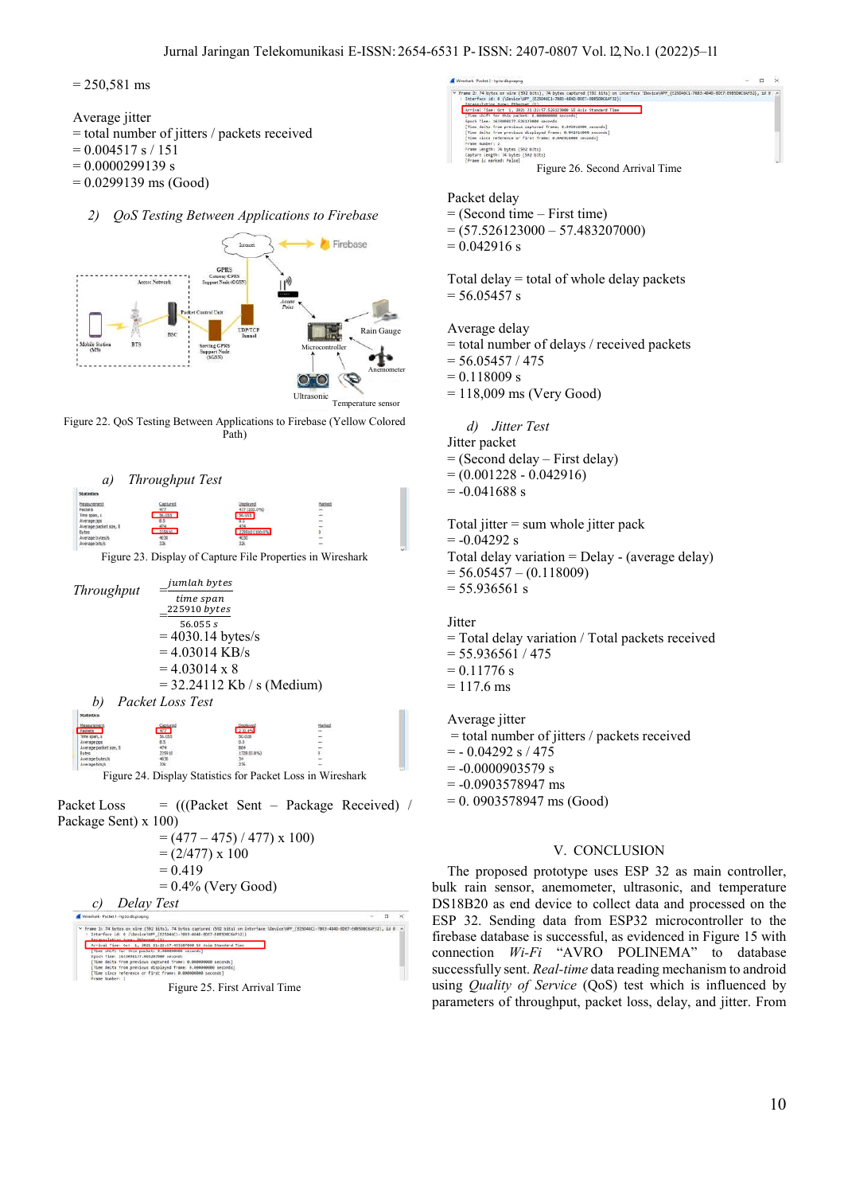= 250,581 ms

Average jitter
= total number of jitters / packets received
= 0.004517 s / 151
= 0.0000299139 s
= 0.0299139 ms (Good)

### 2) *QoS Testing Between Applications to Firebase*

Figure 22. QoS Testing Between Applications to Firebase (Yellow Colored Path)

#### a) *Throughput Test*

Figure 23. Display of Capture File Properties in Wireshark

$$Throughput = \frac{jumlah\ bytes}{time\ span}$$

$$= \frac{225910\ bytes}{56.055\ s}$$

= 4030.14 bytes/s
= 4.03014 KB/s
= 4.03014 x 8
= 32.24112 Kb / s (Medium)

#### b) *Packet Loss Test*

Figure 24. Display Statistics for Packet Loss in Wireshark

Packet Loss = (((Packet Sent – Package Received) / Package Sent) x 100)
= (477 – 475) / 477) x 100)
= (2/477) x 100
= 0.419
= 0.4% (Very Good)

#### c) *Delay Test*

Figure 25. First Arrival Time

Figure 26. Second Arrival Time

Packet delay
= (Second time – First time)
= (57.526123000 – 57.483207000)
= 0.042916 s

Total delay = total of whole delay packets
= 56.05457 s

Average delay
= total number of delays / received packets
= 56.05457 / 475
= 0.118009 s
= 118,009 ms (Very Good)

#### d) *Jitter Test*

Jitter packet
= (Second delay – First delay)
= (0.001228 - 0.042916)
= -0.041688 s

Total jitter = sum whole jitter pack
= -0.04292 s
Total delay variation = Delay - (average delay)
= 56.05457 – (0.118009)
= 55.936561 s

Jitter
= Total delay variation / Total packets received
= 55.936561 / 475
= 0.11776 s
= 117.6 ms

Average jitter
= total number of jitters / packets received
= - 0.04292 s / 475
= -0.0000903579 s
= -0.0903578947 ms
= 0. 0903578947 ms (Good)

## V. CONCLUSION

The proposed prototype uses ESP 32 as main controller, bulk rain sensor, anemometer, ultrasonic, and temperature DS18B20 as end device to collect data and processed on the ESP 32. Sending data from ESP32 microcontroller to the firebase database is successful, as evidenced in Figure 15 with connection *Wi-Fi* "AVRO POLINEMA" to database successfully sent. *Real-time* data reading mechanism to android using *Quality of Service* (QoS) test which is influenced by parameters of throughput, packet loss, delay, and jitter. From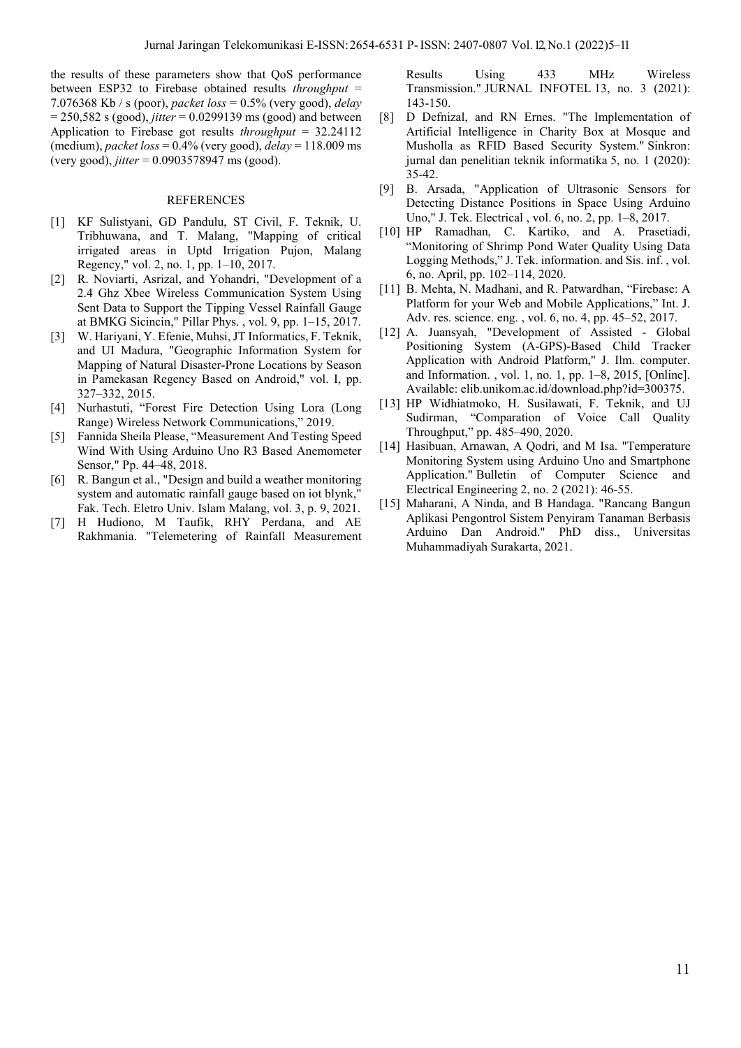the results of these parameters show that QoS performance between ESP32 to Firebase obtained results *throughput* = 7.076368 Kb / s (poor), *packet loss* = 0.5% (very good), *delay* = 250,582 s (good), *jitter* = 0.0299139 ms (good) and between Application to Firebase got results *throughput* = 32.24112 (medium), *packet loss* = 0.4% (very good), *delay* = 118.009 ms (very good), *jitter* = 0.0903578947 ms (good).

## REFERENCES

[1] KF Sulistyani, GD Pandulu, ST Civil, F. Teknik, U. Tribhuwana, and T. Malang, "Mapping of critical irrigated areas in Uptd Irrigation Pujon, Malang Regency," vol. 2, no. 1, pp. 1–10, 2017.

[2] R. Noviarti, Asrizal, and Yohandri, "Development of a 2.4 Ghz Xbee Wireless Communication System Using Sent Data to Support the Tipping Vessel Rainfall Gauge at BMKG Sicincin," Pillar Phys. , vol. 9, pp. 1–15, 2017.

[3] W. Hariyani, Y. Efenie, Muhsi, JT Informatics, F. Teknik, and UI Madura, "Geographic Information System for Mapping of Natural Disaster-Prone Locations by Season in Pamekasan Regency Based on Android," vol. I, pp. 327–332, 2015.

[4] Nurhastuti, "Forest Fire Detection Using Lora (Long Range) Wireless Network Communications," 2019.

[5] Fannida Sheila Please, "Measurement And Testing Speed Wind With Using Arduino Uno R3 Based Anemometer Sensor," Pp. 44–48, 2018.

[6] R. Bangun et al., "Design and build a weather monitoring system and automatic rainfall gauge based on iot blynk," Fak. Tech. Eletro Univ. Islam Malang, vol. 3, p. 9, 2021.

[7] H Hudiono, M Taufik, RHY Perdana, and AE Rakhmania. "Telemetering of Rainfall Measurement Results Using 433 MHz Wireless Transmission." JURNAL INFOTEL 13, no. 3 (2021): 143-150.

[8] D Defnizal, and RN Ernes. "The Implementation of Artificial Intelligence in Charity Box at Mosque and Musholla as RFID Based Security System." Sinkron: jurnal dan penelitian teknik informatika 5, no. 1 (2020): 35-42.

[9] B. Arsada, "Application of Ultrasonic Sensors for Detecting Distance Positions in Space Using Arduino Uno," J. Tek. Electrical , vol. 6, no. 2, pp. 1–8, 2017.

[10] HP Ramadhan, C. Kartiko, and A. Prasetiadi, "Monitoring of Shrimp Pond Water Quality Using Data Logging Methods," J. Tek. information. and Sis. inf. , vol. 6, no. April, pp. 102–114, 2020.

[11] B. Mehta, N. Madhani, and R. Patwardhan, "Firebase: A Platform for your Web and Mobile Applications," Int. J. Adv. res. science. eng. , vol. 6, no. 4, pp. 45–52, 2017.

[12] A. Juansyah, "Development of Assisted - Global Positioning System (A-GPS)-Based Child Tracker Application with Android Platform," J. Ilm. computer. and Information. , vol. 1, no. 1, pp. 1–8, 2015, [Online]. Available: elib.unikom.ac.id/download.php?id=300375.

[13] HP Widhiatmoko, H. Susilawati, F. Teknik, and UJ Sudirman, "Comparation of Voice Call Quality Throughput," pp. 485–490, 2020.

[14] Hasibuan, Arnawan, A Qodri, and M Isa. "Temperature Monitoring System using Arduino Uno and Smartphone Application." Bulletin of Computer Science and Electrical Engineering 2, no. 2 (2021): 46-55.

[15] Maharani, A Ninda, and B Handaga. "Rancang Bangun Aplikasi Pengontrol Sistem Penyiram Tanaman Berbasis Arduino Dan Android." PhD diss., Universitas Muhammadiyah Surakarta, 2021.